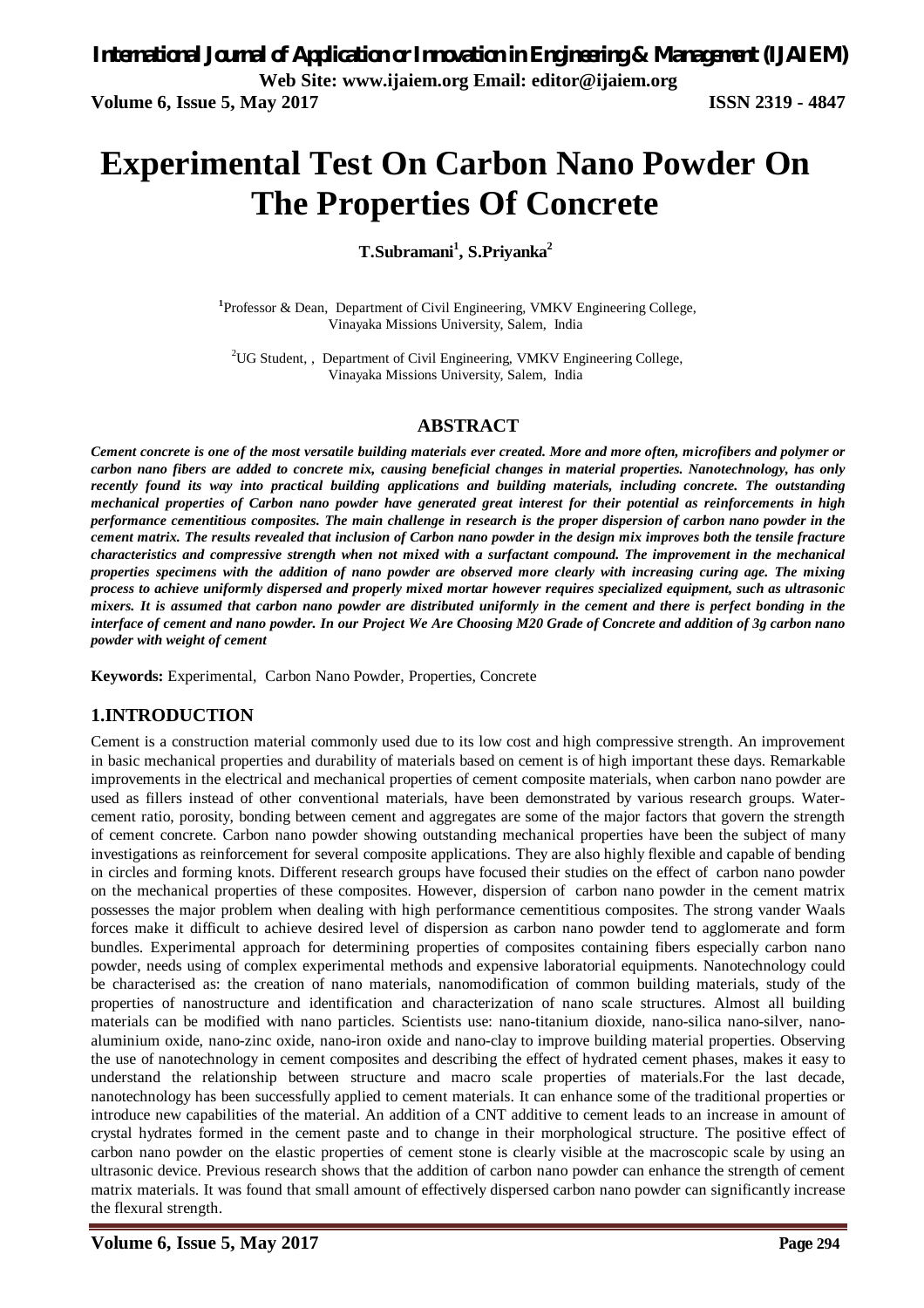# Experimental Test On Carbon Nano Powder On The Properties Of Concrete

**T.Subramani[1], S.Priyanka[2]**

[1]Professor & Dean, Department of Civil Engineering, VMKV Engineering College, Vinayaka Missions University, Salem, India

[2]UG Student, , Department of Civil Engineering, VMKV Engineering College, Vinayaka Missions University, Salem, India

## ABSTRACT

***Cement concrete is one of the most versatile building materials ever created. More and more often, microfibers and polymer or carbon nano fibers are added to concrete mix, causing beneficial changes in material properties. Nanotechnology, has only recently found its way into practical building applications and building materials, including concrete. The outstanding mechanical properties of Carbon nano powder have generated great interest for their potential as reinforcements in high performance cementitious composites. The main challenge in research is the proper dispersion of carbon nano powder in the cement matrix. The results revealed that inclusion of Carbon nano powder in the design mix improves both the tensile fracture characteristics and compressive strength when not mixed with a surfactant compound. The improvement in the mechanical properties specimens with the addition of nano powder are observed more clearly with increasing curing age. The mixing process to achieve uniformly dispersed and properly mixed mortar however requires specialized equipment, such as ultrasonic mixers. It is assumed that carbon nano powder are distributed uniformly in the cement and there is perfect bonding in the interface of cement and nano powder. In our Project We Are Choosing M20 Grade of Concrete and addition of 3g carbon nano powder with weight of cement***

**Keywords:** Experimental, Carbon Nano Powder, Properties, Concrete

## 1.INTRODUCTION

Cement is a construction material commonly used due to its low cost and high compressive strength. An improvement in basic mechanical properties and durability of materials based on cement is of high important these days. Remarkable improvements in the electrical and mechanical properties of cement composite materials, when carbon nano powder are used as fillers instead of other conventional materials, have been demonstrated by various research groups. Water-cement ratio, porosity, bonding between cement and aggregates are some of the major factors that govern the strength of cement concrete. Carbon nano powder showing outstanding mechanical properties have been the subject of many investigations as reinforcement for several composite applications. They are also highly flexible and capable of bending in circles and forming knots. Different research groups have focused their studies on the effect of carbon nano powder on the mechanical properties of these composites. However, dispersion of carbon nano powder in the cement matrix possesses the major problem when dealing with high performance cementitious composites. The strong vander Waals forces make it difficult to achieve desired level of dispersion as carbon nano powder tend to agglomerate and form bundles. Experimental approach for determining properties of composites containing fibers especially carbon nano powder, needs using of complex experimental methods and expensive laboratorial equipments. Nanotechnology could be characterised as: the creation of nano materials, nanomodification of common building materials, study of the properties of nanostructure and identification and characterization of nano scale structures. Almost all building materials can be modified with nano particles. Scientists use: nano-titanium dioxide, nano-silica nano-silver, nano-aluminium oxide, nano-zinc oxide, nano-iron oxide and nano-clay to improve building material properties. Observing the use of nanotechnology in cement composites and describing the effect of hydrated cement phases, makes it easy to understand the relationship between structure and macro scale properties of materials.For the last decade, nanotechnology has been successfully applied to cement materials. It can enhance some of the traditional properties or introduce new capabilities of the material. An addition of a CNT additive to cement leads to an increase in amount of crystal hydrates formed in the cement paste and to change in their morphological structure. The positive effect of carbon nano powder on the elastic properties of cement stone is clearly visible at the macroscopic scale by using an ultrasonic device. Previous research shows that the addition of carbon nano powder can enhance the strength of cement matrix materials. It was found that small amount of effectively dispersed carbon nano powder can significantly increase the flexural strength.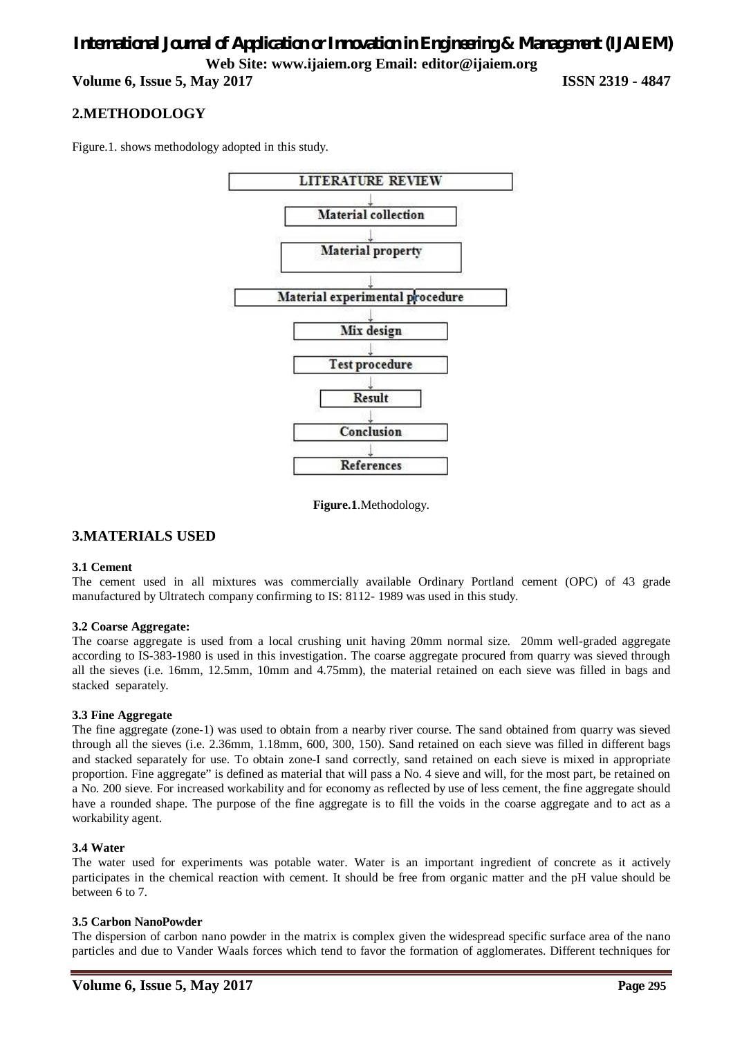## 2.METHODOLOGY

Figure.1. shows methodology adopted in this study.

LITERATURE REVIEW
↓
Material collection
↓
Material property
↓
Material experimental procedure
↓
Mix design
↓
Test procedure
↓
Result
↓
Conclusion
↓
References

**Figure.1**.Methodology.

## 3.MATERIALS USED

### 3.1 Cement

The cement used in all mixtures was commercially available Ordinary Portland cement (OPC) of 43 grade manufactured by Ultratech company confirming to IS: 8112- 1989 was used in this study.

### 3.2 Coarse Aggregate:

The coarse aggregate is used from a local crushing unit having 20mm normal size. 20mm well-graded aggregate according to IS-383-1980 is used in this investigation. The coarse aggregate procured from quarry was sieved through all the sieves (i.e. 16mm, 12.5mm, 10mm and 4.75mm), the material retained on each sieve was filled in bags and stacked separately.

### 3.3 Fine Aggregate

The fine aggregate (zone-1) was used to obtain from a nearby river course. The sand obtained from quarry was sieved through all the sieves (i.e. 2.36mm, 1.18mm, 600, 300, 150). Sand retained on each sieve was filled in different bags and stacked separately for use. To obtain zone-I sand correctly, sand retained on each sieve is mixed in appropriate proportion. Fine aggregate" is defined as material that will pass a No. 4 sieve and will, for the most part, be retained on a No. 200 sieve. For increased workability and for economy as reflected by use of less cement, the fine aggregate should have a rounded shape. The purpose of the fine aggregate is to fill the voids in the coarse aggregate and to act as a workability agent.

### 3.4 Water

The water used for experiments was potable water. Water is an important ingredient of concrete as it actively participates in the chemical reaction with cement. It should be free from organic matter and the pH value should be between 6 to 7.

### 3.5 Carbon NanoPowder

The dispersion of carbon nano powder in the matrix is complex given the widespread specific surface area of the nano particles and due to Vander Waals forces which tend to favor the formation of agglomerates. Different techniques for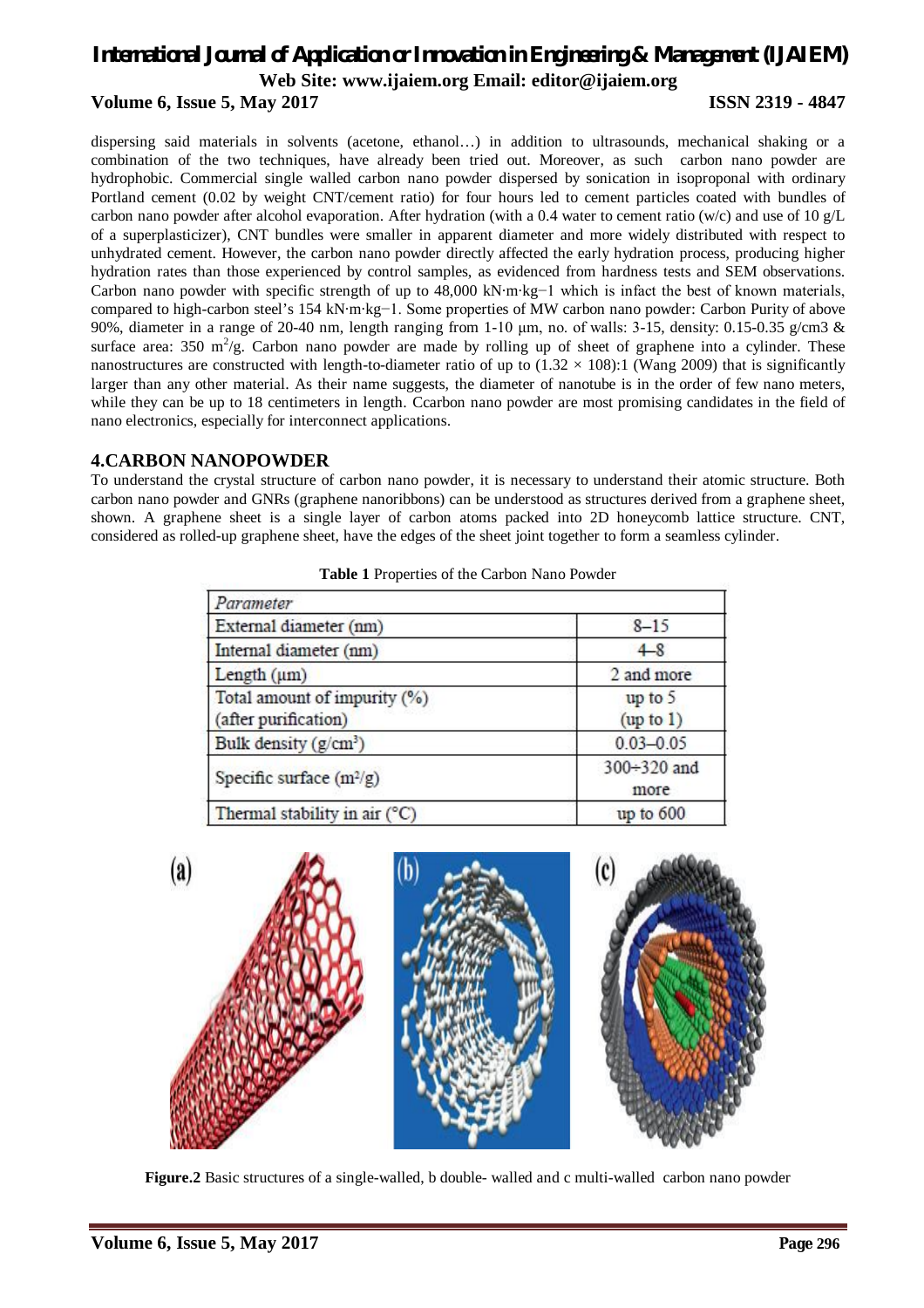dispersing said materials in solvents (acetone, ethanol…) in addition to ultrasounds, mechanical shaking or a combination of the two techniques, have already been tried out. Moreover, as such carbon nano powder are hydrophobic. Commercial single walled carbon nano powder dispersed by sonication in isoproponal with ordinary Portland cement (0.02 by weight CNT/cement ratio) for four hours led to cement particles coated with bundles of carbon nano powder after alcohol evaporation. After hydration (with a 0.4 water to cement ratio (w/c) and use of 10 g/L of a superplasticizer), CNT bundles were smaller in apparent diameter and more widely distributed with respect to unhydrated cement. However, the carbon nano powder directly affected the early hydration process, producing higher hydration rates than those experienced by control samples, as evidenced from hardness tests and SEM observations. Carbon nano powder with specific strength of up to 48,000 kN·m·kg−1 which is infact the best of known materials, compared to high-carbon steel's 154 kN·m·kg−1. Some properties of MW carbon nano powder: Carbon Purity of above 90%, diameter in a range of 20-40 nm, length ranging from 1-10 µm, no. of walls: 3-15, density: 0.15-0.35 g/cm3 & surface area: 350 $m^2$/g. Carbon nano powder are made by rolling up of sheet of graphene into a cylinder. These nanostructures are constructed with length-to-diameter ratio of up to ($1.32 \times 108$):1 (Wang 2009) that is significantly larger than any other material. As their name suggests, the diameter of nanotube is in the order of few nano meters, while they can be up to 18 centimeters in length. Ccarbon nano powder are most promising candidates in the field of nano electronics, especially for interconnect applications.

## 4.CARBON NANOPOWDER

To understand the crystal structure of carbon nano powder, it is necessary to understand their atomic structure. Both carbon nano powder and GNRs (graphene nanoribbons) can be understood as structures derived from a graphene sheet, shown. A graphene sheet is a single layer of carbon atoms packed into 2D honeycomb lattice structure. CNT, considered as rolled-up graphene sheet, have the edges of the sheet joint together to form a seamless cylinder.

**Table 1** Properties of the Carbon Nano Powder

| *Parameter* | |
|---|---|
| External diameter (nm) | 8–15 |
| Internal diameter (nm) | 4–8 |
| Length (µm) | 2 and more |
| Total amount of impurity (%) (after purification) | up to 5 (up to 1) |
| Bulk density (g/cm³) | 0.03–0.05 |
| Specific surface (m²/g) | 300÷320 and more |
| Thermal stability in air (°C) | up to 600 |

**Figure.2** Basic structures of a single-walled, b double- walled and c multi-walled carbon nano powder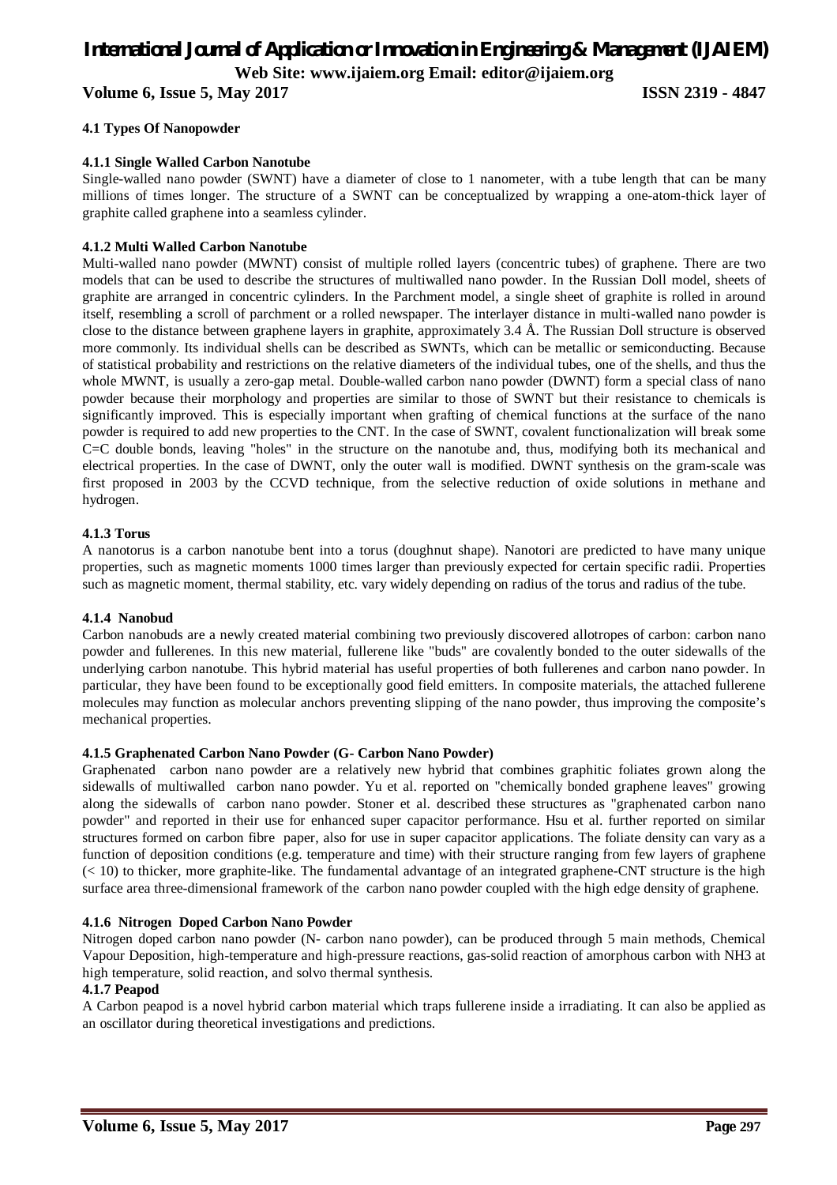### 4.1 Types Of Nanopowder

#### 4.1.1 Single Walled Carbon Nanotube

Single-walled nano powder (SWNT) have a diameter of close to 1 nanometer, with a tube length that can be many millions of times longer. The structure of a SWNT can be conceptualized by wrapping a one-atom-thick layer of graphite called graphene into a seamless cylinder.

#### 4.1.2 Multi Walled Carbon Nanotube

Multi-walled nano powder (MWNT) consist of multiple rolled layers (concentric tubes) of graphene. There are two models that can be used to describe the structures of multiwalled nano powder. In the Russian Doll model, sheets of graphite are arranged in concentric cylinders. In the Parchment model, a single sheet of graphite is rolled in around itself, resembling a scroll of parchment or a rolled newspaper. The interlayer distance in multi-walled nano powder is close to the distance between graphene layers in graphite, approximately 3.4 Å. The Russian Doll structure is observed more commonly. Its individual shells can be described as SWNTs, which can be metallic or semiconducting. Because of statistical probability and restrictions on the relative diameters of the individual tubes, one of the shells, and thus the whole MWNT, is usually a zero-gap metal. Double-walled carbon nano powder (DWNT) form a special class of nano powder because their morphology and properties are similar to those of SWNT but their resistance to chemicals is significantly improved. This is especially important when grafting of chemical functions at the surface of the nano powder is required to add new properties to the CNT. In the case of SWNT, covalent functionalization will break some C=C double bonds, leaving "holes" in the structure on the nanotube and, thus, modifying both its mechanical and electrical properties. In the case of DWNT, only the outer wall is modified. DWNT synthesis on the gram-scale was first proposed in 2003 by the CCVD technique, from the selective reduction of oxide solutions in methane and hydrogen.

#### 4.1.3 Torus

A nanotorus is a carbon nanotube bent into a torus (doughnut shape). Nanotori are predicted to have many unique properties, such as magnetic moments 1000 times larger than previously expected for certain specific radii. Properties such as magnetic moment, thermal stability, etc. vary widely depending on radius of the torus and radius of the tube.

#### 4.1.4 Nanobud

Carbon nanobuds are a newly created material combining two previously discovered allotropes of carbon: carbon nano powder and fullerenes. In this new material, fullerene like "buds" are covalently bonded to the outer sidewalls of the underlying carbon nanotube. This hybrid material has useful properties of both fullerenes and carbon nano powder. In particular, they have been found to be exceptionally good field emitters. In composite materials, the attached fullerene molecules may function as molecular anchors preventing slipping of the nano powder, thus improving the composite's mechanical properties.

#### 4.1.5 Graphenated Carbon Nano Powder (G- Carbon Nano Powder)

Graphenated carbon nano powder are a relatively new hybrid that combines graphitic foliates grown along the sidewalls of multiwalled carbon nano powder. Yu et al. reported on "chemically bonded graphene leaves" growing along the sidewalls of carbon nano powder. Stoner et al. described these structures as "graphenated carbon nano powder" and reported in their use for enhanced super capacitor performance. Hsu et al. further reported on similar structures formed on carbon fibre paper, also for use in super capacitor applications. The foliate density can vary as a function of deposition conditions (e.g. temperature and time) with their structure ranging from few layers of graphene (< 10) to thicker, more graphite-like. The fundamental advantage of an integrated graphene-CNT structure is the high surface area three-dimensional framework of the carbon nano powder coupled with the high edge density of graphene.

#### 4.1.6 Nitrogen Doped Carbon Nano Powder

Nitrogen doped carbon nano powder (N- carbon nano powder), can be produced through 5 main methods, Chemical Vapour Deposition, high-temperature and high-pressure reactions, gas-solid reaction of amorphous carbon with $NH_3$ at high temperature, solid reaction, and solvo thermal synthesis.

#### 4.1.7 Peapod

A Carbon peapod is a novel hybrid carbon material which traps fullerene inside a irradiating. It can also be applied as an oscillator during theoretical investigations and predictions.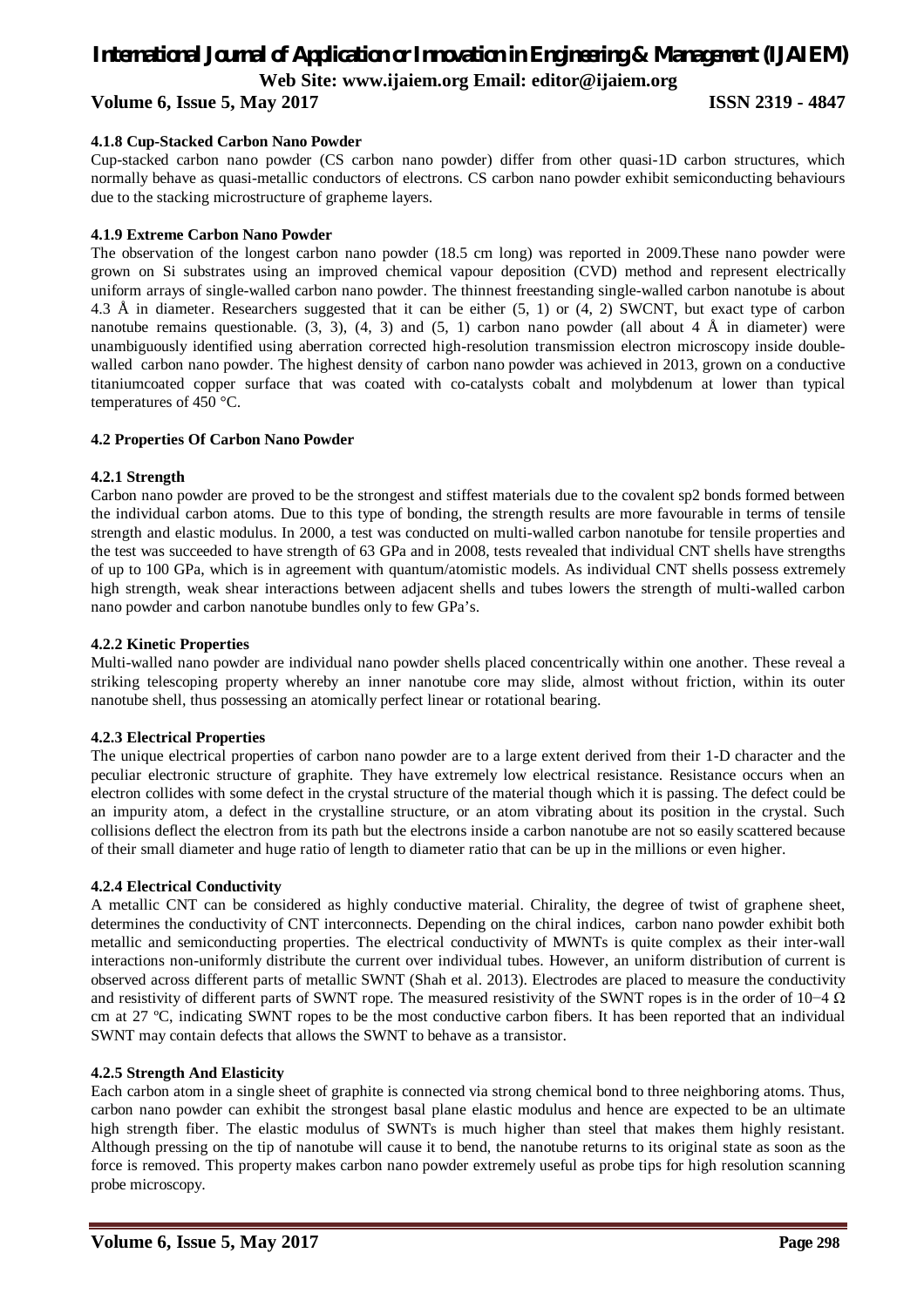#### 4.1.8 Cup-Stacked Carbon Nano Powder

Cup-stacked carbon nano powder (CS carbon nano powder) differ from other quasi-1D carbon structures, which normally behave as quasi-metallic conductors of electrons. CS carbon nano powder exhibit semiconducting behaviours due to the stacking microstructure of grapheme layers.

#### 4.1.9 Extreme Carbon Nano Powder

The observation of the longest carbon nano powder (18.5 cm long) was reported in 2009.These nano powder were grown on Si substrates using an improved chemical vapour deposition (CVD) method and represent electrically uniform arrays of single-walled carbon nano powder. The thinnest freestanding single-walled carbon nanotube is about 4.3 Å in diameter. Researchers suggested that it can be either (5, 1) or (4, 2) SWCNT, but exact type of carbon nanotube remains questionable. (3, 3), (4, 3) and (5, 1) carbon nano powder (all about 4 Å in diameter) were unambiguously identified using aberration corrected high-resolution transmission electron microscopy inside double-walled carbon nano powder. The highest density of carbon nano powder was achieved in 2013, grown on a conductive titaniumcoated copper surface that was coated with co-catalysts cobalt and molybdenum at lower than typical temperatures of 450 °C.

### 4.2 Properties Of Carbon Nano Powder

#### 4.2.1 Strength

Carbon nano powder are proved to be the strongest and stiffest materials due to the covalent sp2 bonds formed between the individual carbon atoms. Due to this type of bonding, the strength results are more favourable in terms of tensile strength and elastic modulus. In 2000, a test was conducted on multi-walled carbon nanotube for tensile properties and the test was succeeded to have strength of 63 GPa and in 2008, tests revealed that individual CNT shells have strengths of up to 100 GPa, which is in agreement with quantum/atomistic models. As individual CNT shells possess extremely high strength, weak shear interactions between adjacent shells and tubes lowers the strength of multi-walled carbon nano powder and carbon nanotube bundles only to few GPa's.

#### 4.2.2 Kinetic Properties

Multi-walled nano powder are individual nano powder shells placed concentrically within one another. These reveal a striking telescoping property whereby an inner nanotube core may slide, almost without friction, within its outer nanotube shell, thus possessing an atomically perfect linear or rotational bearing.

#### 4.2.3 Electrical Properties

The unique electrical properties of carbon nano powder are to a large extent derived from their 1-D character and the peculiar electronic structure of graphite. They have extremely low electrical resistance. Resistance occurs when an electron collides with some defect in the crystal structure of the material though which it is passing. The defect could be an impurity atom, a defect in the crystalline structure, or an atom vibrating about its position in the crystal. Such collisions deflect the electron from its path but the electrons inside a carbon nanotube are not so easily scattered because of their small diameter and huge ratio of length to diameter ratio that can be up in the millions or even higher.

#### 4.2.4 Electrical Conductivity

A metallic CNT can be considered as highly conductive material. Chirality, the degree of twist of graphene sheet, determines the conductivity of CNT interconnects. Depending on the chiral indices, carbon nano powder exhibit both metallic and semiconducting properties. The electrical conductivity of MWNTs is quite complex as their inter-wall interactions non-uniformly distribute the current over individual tubes. However, an uniform distribution of current is observed across different parts of metallic SWNT (Shah et al. 2013). Electrodes are placed to measure the conductivity and resistivity of different parts of SWNT rope. The measured resistivity of the SWNT ropes is in the order of $10^{-4}$ Ω cm at 27 ºC, indicating SWNT ropes to be the most conductive carbon fibers. It has been reported that an individual SWNT may contain defects that allows the SWNT to behave as a transistor.

#### 4.2.5 Strength And Elasticity

Each carbon atom in a single sheet of graphite is connected via strong chemical bond to three neighboring atoms. Thus, carbon nano powder can exhibit the strongest basal plane elastic modulus and hence are expected to be an ultimate high strength fiber. The elastic modulus of SWNTs is much higher than steel that makes them highly resistant. Although pressing on the tip of nanotube will cause it to bend, the nanotube returns to its original state as soon as the force is removed. This property makes carbon nano powder extremely useful as probe tips for high resolution scanning probe microscopy.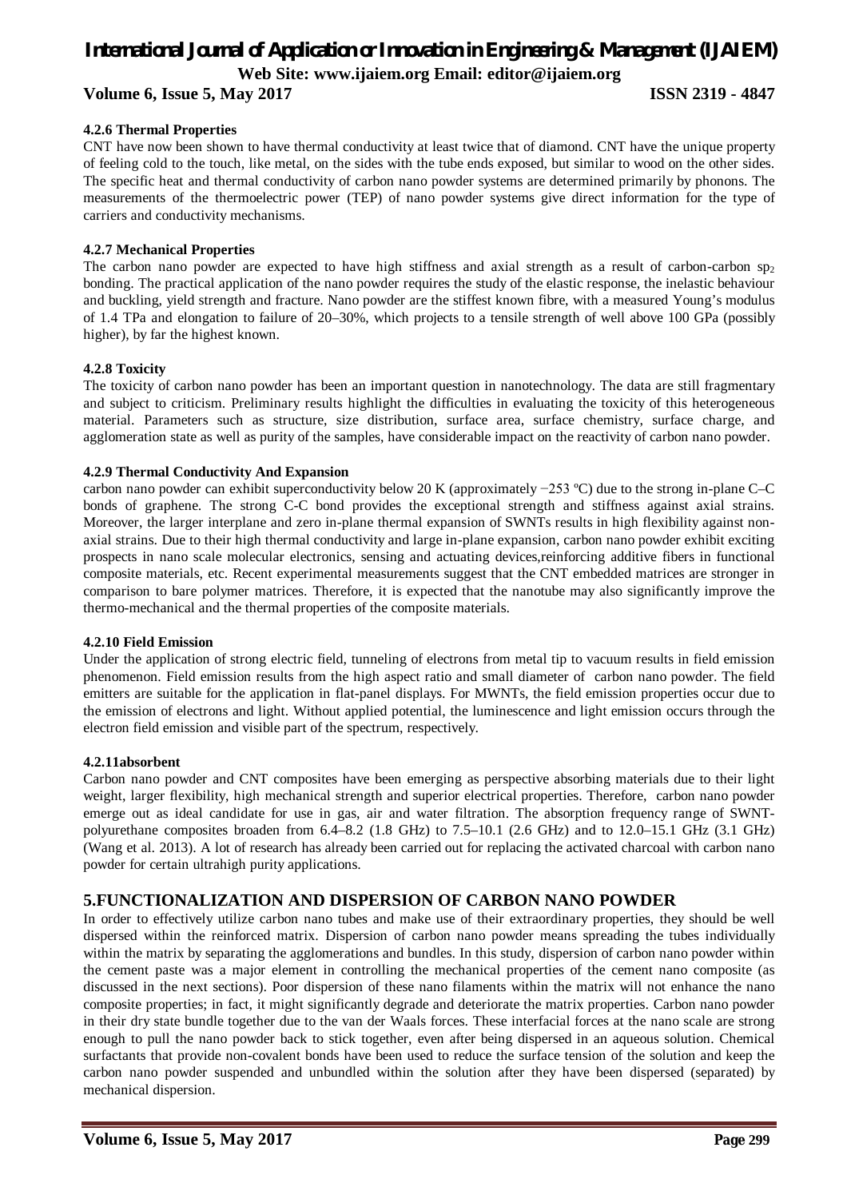#### 4.2.6 Thermal Properties

CNT have now been shown to have thermal conductivity at least twice that of diamond. CNT have the unique property of feeling cold to the touch, like metal, on the sides with the tube ends exposed, but similar to wood on the other sides. The specific heat and thermal conductivity of carbon nano powder systems are determined primarily by phonons. The measurements of the thermoelectric power (TEP) of nano powder systems give direct information for the type of carriers and conductivity mechanisms.

#### 4.2.7 Mechanical Properties

The carbon nano powder are expected to have high stiffness and axial strength as a result of carbon-carbon $sp_2$ bonding. The practical application of the nano powder requires the study of the elastic response, the inelastic behaviour and buckling, yield strength and fracture. Nano powder are the stiffest known fibre, with a measured Young's modulus of 1.4 TPa and elongation to failure of 20–30%, which projects to a tensile strength of well above 100 GPa (possibly higher), by far the highest known.

#### 4.2.8 Toxicity

The toxicity of carbon nano powder has been an important question in nanotechnology. The data are still fragmentary and subject to criticism. Preliminary results highlight the difficulties in evaluating the toxicity of this heterogeneous material. Parameters such as structure, size distribution, surface area, surface chemistry, surface charge, and agglomeration state as well as purity of the samples, have considerable impact on the reactivity of carbon nano powder.

#### 4.2.9 Thermal Conductivity And Expansion

carbon nano powder can exhibit superconductivity below 20 K (approximately −253 ºC) due to the strong in-plane C–C bonds of graphene. The strong C-C bond provides the exceptional strength and stiffness against axial strains. Moreover, the larger interplane and zero in-plane thermal expansion of SWNTs results in high flexibility against non-axial strains. Due to their high thermal conductivity and large in-plane expansion, carbon nano powder exhibit exciting prospects in nano scale molecular electronics, sensing and actuating devices,reinforcing additive fibers in functional composite materials, etc. Recent experimental measurements suggest that the CNT embedded matrices are stronger in comparison to bare polymer matrices. Therefore, it is expected that the nanotube may also significantly improve the thermo-mechanical and the thermal properties of the composite materials.

#### 4.2.10 Field Emission

Under the application of strong electric field, tunneling of electrons from metal tip to vacuum results in field emission phenomenon. Field emission results from the high aspect ratio and small diameter of carbon nano powder. The field emitters are suitable for the application in flat-panel displays. For MWNTs, the field emission properties occur due to the emission of electrons and light. Without applied potential, the luminescence and light emission occurs through the electron field emission and visible part of the spectrum, respectively.

#### 4.2.11absorbent

Carbon nano powder and CNT composites have been emerging as perspective absorbing materials due to their light weight, larger flexibility, high mechanical strength and superior electrical properties. Therefore, carbon nano powder emerge out as ideal candidate for use in gas, air and water filtration. The absorption frequency range of SWNT-polyurethane composites broaden from 6.4–8.2 (1.8 GHz) to 7.5–10.1 (2.6 GHz) and to 12.0–15.1 GHz (3.1 GHz) (Wang et al. 2013). A lot of research has already been carried out for replacing the activated charcoal with carbon nano powder for certain ultrahigh purity applications.

## 5.FUNCTIONALIZATION AND DISPERSION OF CARBON NANO POWDER

In order to effectively utilize carbon nano tubes and make use of their extraordinary properties, they should be well dispersed within the reinforced matrix. Dispersion of carbon nano powder means spreading the tubes individually within the matrix by separating the agglomerations and bundles. In this study, dispersion of carbon nano powder within the cement paste was a major element in controlling the mechanical properties of the cement nano composite (as discussed in the next sections). Poor dispersion of these nano filaments within the matrix will not enhance the nano composite properties; in fact, it might significantly degrade and deteriorate the matrix properties. Carbon nano powder in their dry state bundle together due to the van der Waals forces. These interfacial forces at the nano scale are strong enough to pull the nano powder back to stick together, even after being dispersed in an aqueous solution. Chemical surfactants that provide non-covalent bonds have been used to reduce the surface tension of the solution and keep the carbon nano powder suspended and unbundled within the solution after they have been dispersed (separated) by mechanical dispersion.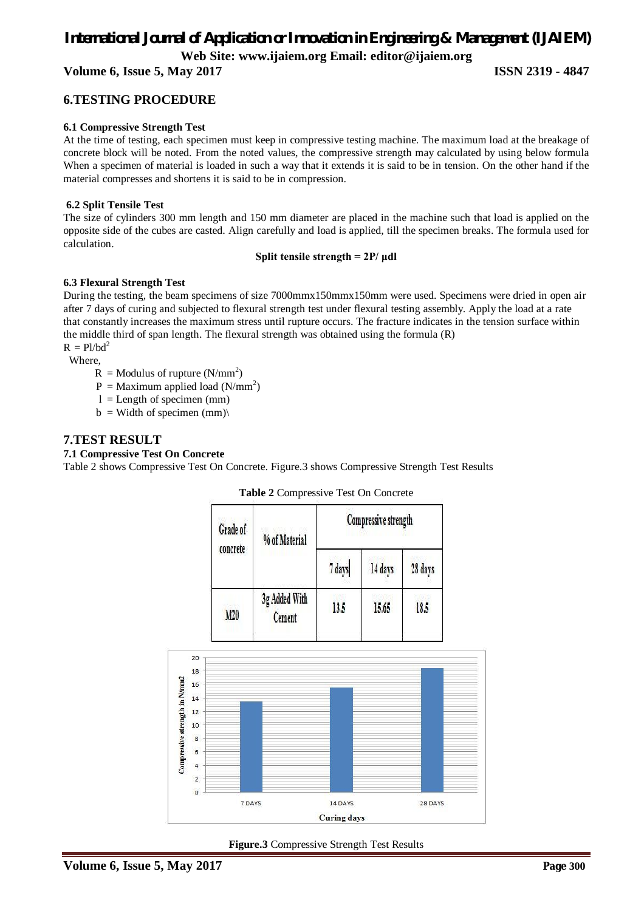## 6.TESTING PROCEDURE

### 6.1 Compressive Strength Test

At the time of testing, each specimen must keep in compressive testing machine. The maximum load at the breakage of concrete block will be noted. From the noted values, the compressive strength may calculated by using below formula When a specimen of material is loaded in such a way that it extends it is said to be in tension. On the other hand if the material compresses and shortens it is said to be in compression.

### 6.2 Split Tensile Test

The size of cylinders 300 mm length and 150 mm diameter are placed in the machine such that load is applied on the opposite side of the cubes are casted. Align carefully and load is applied, till the specimen breaks. The formula used for calculation.

**Split tensile strength = 2P/ μdl**

### 6.3 Flexural Strength Test

During the testing, the beam specimens of size 7000mmx150mmx150mm were used. Specimens were dried in open air after 7 days of curing and subjected to flexural strength test under flexural testing assembly. Apply the load at a rate that constantly increases the maximum stress until rupture occurs. The fracture indicates in the tension surface within the middle third of span length. The flexural strength was obtained using the formula (R)

$R = Pl/bd^2$

Where,

- $R$ = Modulus of rupture ($N/mm^2$)
- $P$ = Maximum applied load ($N/mm^2$)
- $l$ = Length of specimen (mm)
- $b$ = Width of specimen (mm)\

## 7.TEST RESULT

### 7.1 Compressive Test On Concrete

Table 2 shows Compressive Test On Concrete. Figure.3 shows Compressive Strength Test Results

**Table 2** Compressive Test On Concrete

| Grade of concrete | % of Material | Compressive strength | | |
|---|---|---|---|---|
| | | 7 days | 14 days | 28 days |
| M20 | 3g Added With Cement | 13.5 | 15.65 | 18.5 |

**Figure.3** Compressive Strength Test Results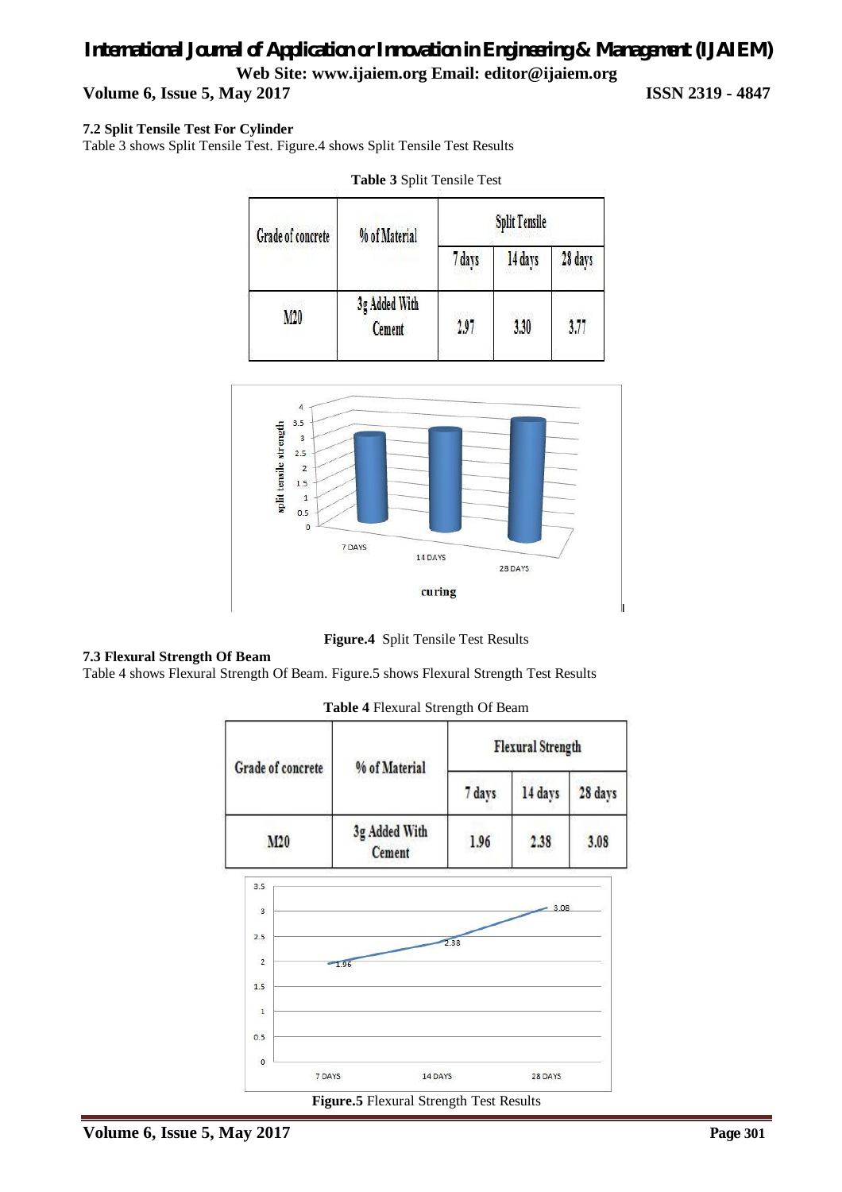### 7.2 Split Tensile Test For Cylinder

Table 3 shows Split Tensile Test. Figure.4 shows Split Tensile Test Results

**Table 3** Split Tensile Test

| Grade of concrete | % of Material | Split Tensile | | |
|---|---|---|---|---|
| | | 7 days | 14 days | 28 days |
| M20 | 3g Added With Cement | 2.97 | 3.30 | 3.77 |

**Figure.4** Split Tensile Test Results

### 7.3 Flexural Strength Of Beam

Table 4 shows Flexural Strength Of Beam. Figure.5 shows Flexural Strength Test Results

**Table 4** Flexural Strength Of Beam

| Grade of concrete | % of Material | Flexural Strength | | |
|---|---|---|---|---|
| | | 7 days | 14 days | 28 days |
| M20 | 3g Added With Cement | 1.96 | 2.38 | 3.08 |

**Figure.5** Flexural Strength Test Results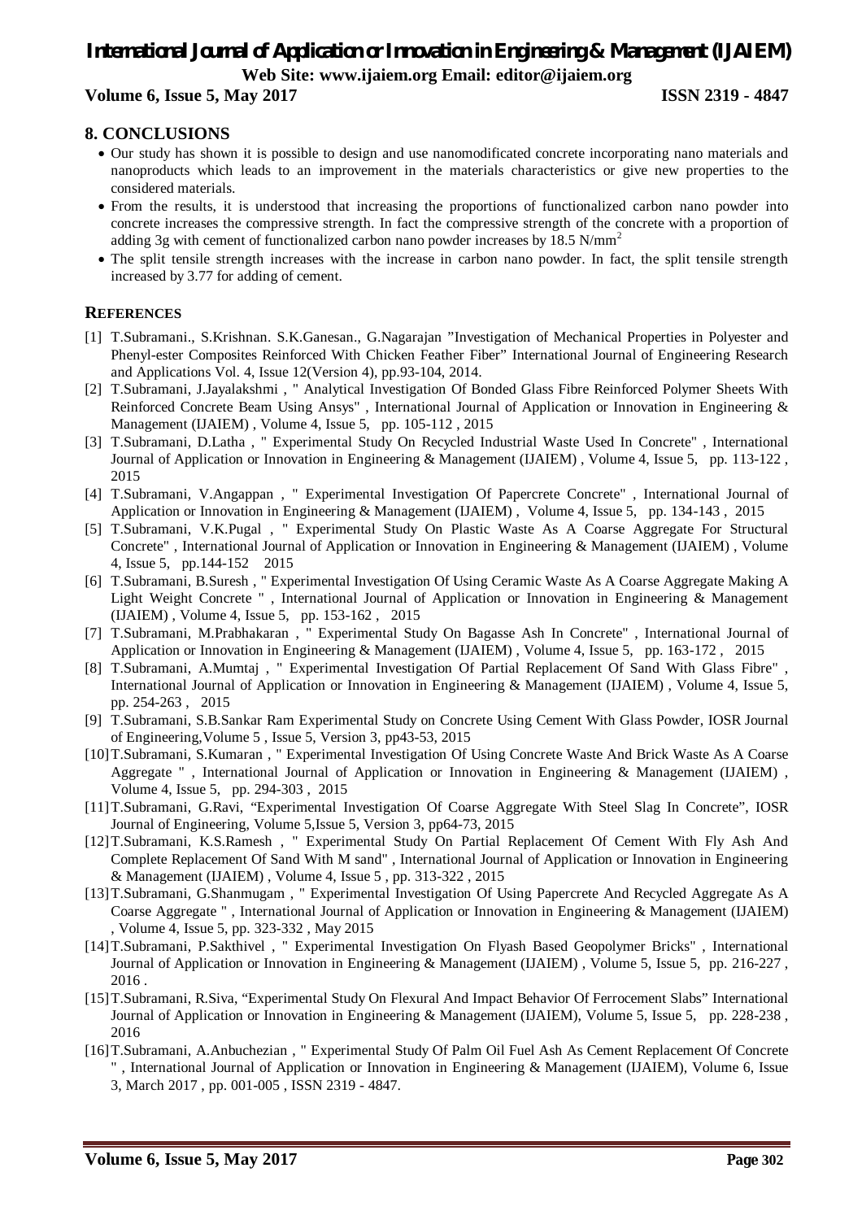## 8. CONCLUSIONS

- Our study has shown it is possible to design and use nanomodificated concrete incorporating nano materials and nanoproducts which leads to an improvement in the materials characteristics or give new properties to the considered materials.
- From the results, it is understood that increasing the proportions of functionalized carbon nano powder into concrete increases the compressive strength. In fact the compressive strength of the concrete with a proportion of adding 3g with cement of functionalized carbon nano powder increases by 18.5 $N/mm^2$
- The split tensile strength increases with the increase in carbon nano powder. In fact, the split tensile strength increased by 3.77 for adding of cement.

## REFERENCES

[1] T.Subramani., S.Krishnan. S.K.Ganesan., G.Nagarajan "Investigation of Mechanical Properties in Polyester and Phenyl-ester Composites Reinforced With Chicken Feather Fiber" International Journal of Engineering Research and Applications Vol. 4, Issue 12(Version 4), pp.93-104, 2014.

[2] T.Subramani, J.Jayalakshmi , " Analytical Investigation Of Bonded Glass Fibre Reinforced Polymer Sheets With Reinforced Concrete Beam Using Ansys" , International Journal of Application or Innovation in Engineering & Management (IJAIEM) , Volume 4, Issue 5, pp. 105-112 , 2015

[3] T.Subramani, D.Latha , " Experimental Study On Recycled Industrial Waste Used In Concrete" , International Journal of Application or Innovation in Engineering & Management (IJAIEM) , Volume 4, Issue 5, pp. 113-122 , 2015

[4] T.Subramani, V.Angappan , " Experimental Investigation Of Papercrete Concrete" , International Journal of Application or Innovation in Engineering & Management (IJAIEM) , Volume 4, Issue 5, pp. 134-143 , 2015

[5] T.Subramani, V.K.Pugal , " Experimental Study On Plastic Waste As A Coarse Aggregate For Structural Concrete" , International Journal of Application or Innovation in Engineering & Management (IJAIEM) , Volume 4, Issue 5, pp.144-152 2015

[6] T.Subramani, B.Suresh , " Experimental Investigation Of Using Ceramic Waste As A Coarse Aggregate Making A Light Weight Concrete " , International Journal of Application or Innovation in Engineering & Management (IJAIEM) , Volume 4, Issue 5, pp. 153-162 , 2015

[7] T.Subramani, M.Prabhakaran , " Experimental Study On Bagasse Ash In Concrete" , International Journal of Application or Innovation in Engineering & Management (IJAIEM) , Volume 4, Issue 5, pp. 163-172 , 2015

[8] T.Subramani, A.Mumtaj , " Experimental Investigation Of Partial Replacement Of Sand With Glass Fibre" , International Journal of Application or Innovation in Engineering & Management (IJAIEM) , Volume 4, Issue 5, pp. 254-263 , 2015

[9] T.Subramani, S.B.Sankar Ram Experimental Study on Concrete Using Cement With Glass Powder, IOSR Journal of Engineering,Volume 5 , Issue 5, Version 3, pp43-53, 2015

[10] T.Subramani, S.Kumaran , " Experimental Investigation Of Using Concrete Waste And Brick Waste As A Coarse Aggregate " , International Journal of Application or Innovation in Engineering & Management (IJAIEM) , Volume 4, Issue 5, pp. 294-303 , 2015

[11] T.Subramani, G.Ravi, "Experimental Investigation Of Coarse Aggregate With Steel Slag In Concrete", IOSR Journal of Engineering, Volume 5,Issue 5, Version 3, pp64-73, 2015

[12] T.Subramani, K.S.Ramesh , " Experimental Study On Partial Replacement Of Cement With Fly Ash And Complete Replacement Of Sand With M sand" , International Journal of Application or Innovation in Engineering & Management (IJAIEM) , Volume 4, Issue 5 , pp. 313-322 , 2015

[13] T.Subramani, G.Shanmugam , " Experimental Investigation Of Using Papercrete And Recycled Aggregate As A Coarse Aggregate " , International Journal of Application or Innovation in Engineering & Management (IJAIEM) , Volume 4, Issue 5, pp. 323-332 , May 2015

[14] T.Subramani, P.Sakthivel , " Experimental Investigation On Flyash Based Geopolymer Bricks" , International Journal of Application or Innovation in Engineering & Management (IJAIEM) , Volume 5, Issue 5, pp. 216-227 , 2016 .

[15] T.Subramani, R.Siva, "Experimental Study On Flexural And Impact Behavior Of Ferrocement Slabs" International Journal of Application or Innovation in Engineering & Management (IJAIEM), Volume 5, Issue 5, pp. 228-238 , 2016

[16] T.Subramani, A.Anbuchezian , " Experimental Study Of Palm Oil Fuel Ash As Cement Replacement Of Concrete " , International Journal of Application or Innovation in Engineering & Management (IJAIEM), Volume 6, Issue 3, March 2017 , pp. 001-005 , ISSN 2319 - 4847.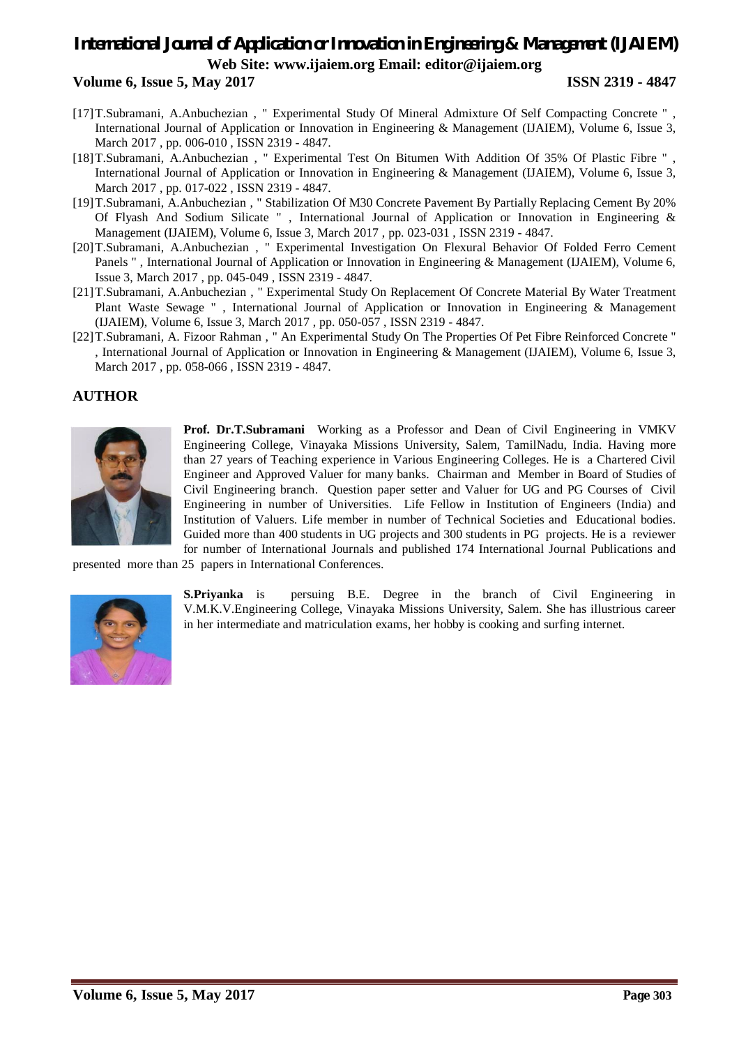[17] T.Subramani, A.Anbuchezian , " Experimental Study Of Mineral Admixture Of Self Compacting Concrete " , International Journal of Application or Innovation in Engineering & Management (IJAIEM), Volume 6, Issue 3, March 2017 , pp. 006-010 , ISSN 2319 - 4847.

[18] T.Subramani, A.Anbuchezian , " Experimental Test On Bitumen With Addition Of 35% Of Plastic Fibre " , International Journal of Application or Innovation in Engineering & Management (IJAIEM), Volume 6, Issue 3, March 2017 , pp. 017-022 , ISSN 2319 - 4847.

[19] T.Subramani, A.Anbuchezian , " Stabilization Of M30 Concrete Pavement By Partially Replacing Cement By 20% Of Flyash And Sodium Silicate " , International Journal of Application or Innovation in Engineering & Management (IJAIEM), Volume 6, Issue 3, March 2017 , pp. 023-031 , ISSN 2319 - 4847.

[20] T.Subramani, A.Anbuchezian , " Experimental Investigation On Flexural Behavior Of Folded Ferro Cement Panels " , International Journal of Application or Innovation in Engineering & Management (IJAIEM), Volume 6, Issue 3, March 2017 , pp. 045-049 , ISSN 2319 - 4847.

[21] T.Subramani, A.Anbuchezian , " Experimental Study On Replacement Of Concrete Material By Water Treatment Plant Waste Sewage " , International Journal of Application or Innovation in Engineering & Management (IJAIEM), Volume 6, Issue 3, March 2017 , pp. 050-057 , ISSN 2319 - 4847.

[22] T.Subramani, A. Fizoor Rahman , " An Experimental Study On The Properties Of Pet Fibre Reinforced Concrete " , International Journal of Application or Innovation in Engineering & Management (IJAIEM), Volume 6, Issue 3, March 2017 , pp. 058-066 , ISSN 2319 - 4847.

## AUTHOR

**Prof. Dr.T.Subramani** Working as a Professor and Dean of Civil Engineering in VMKV Engineering College, Vinayaka Missions University, Salem, TamilNadu, India. Having more than 27 years of Teaching experience in Various Engineering Colleges. He is a Chartered Civil Engineer and Approved Valuer for many banks. Chairman and Member in Board of Studies of Civil Engineering branch. Question paper setter and Valuer for UG and PG Courses of Civil Engineering in number of Universities. Life Fellow in Institution of Engineers (India) and Institution of Valuers. Life member in number of Technical Societies and Educational bodies. Guided more than 400 students in UG projects and 300 students in PG projects. He is a reviewer for number of International Journals and published 174 International Journal Publications and presented more than 25 papers in International Conferences.

**S.Priyanka** is persuing B.E. Degree in the branch of Civil Engineering in V.M.K.V.Engineering College, Vinayaka Missions University, Salem. She has illustrious career in her intermediate and matriculation exams, her hobby is cooking and surfing internet.